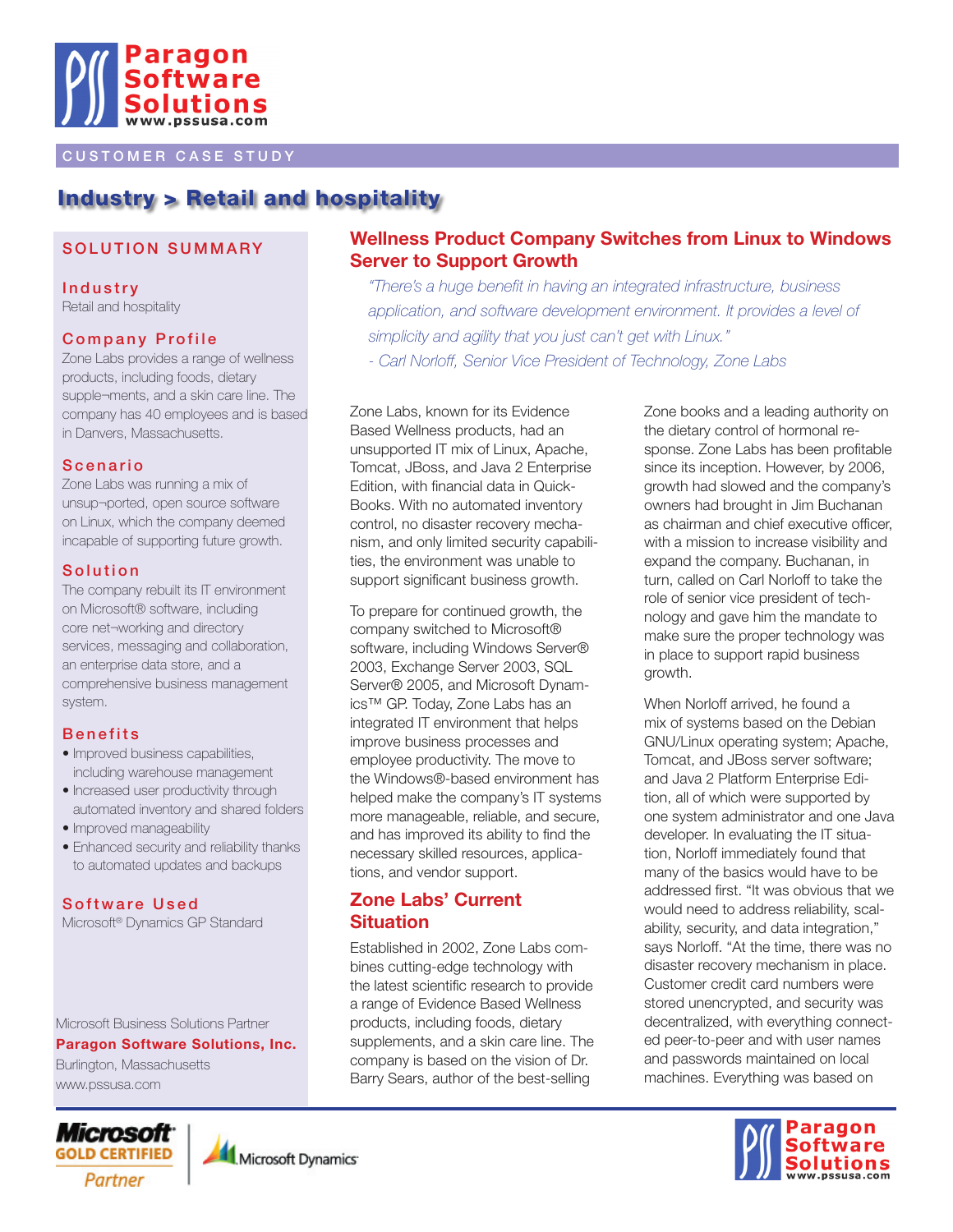Paragon Software Solutions
www.pssusa.com

CUSTOMER CASE STUDY

# Industry > Retail and hospitality

## SOLUTION SUMMARY

### Industry
Retail and hospitality

### Company Profile
Zone Labs provides a range of wellness products, including foods, dietary supple¬ments, and a skin care line. The company has 40 employees and is based in Danvers, Massachusetts.

### Scenario
Zone Labs was running a mix of unsup¬ported, open source software on Linux, which the company deemed incapable of supporting future growth.

### Solution
The company rebuilt its IT environment on Microsoft® software, including core net¬working and directory services, messaging and collaboration, an enterprise data store, and a comprehensive business management system.

### Benefits
- Improved business capabilities, including warehouse management
- Increased user productivity through automated inventory and shared folders
- Improved manageability
- Enhanced security and reliability thanks to automated updates and backups

### Software Used
Microsoft® Dynamics GP Standard

Microsoft Business Solutions Partner
**Paragon Software Solutions, Inc.**
Burlington, Massachusetts
www.pssusa.com

## Wellness Product Company Switches from Linux to Windows Server to Support Growth

*"There's a huge benefit in having an integrated infrastructure, business application, and software development environment. It provides a level of simplicity and agility that you just can't get with Linux."*
*- Carl Norloff, Senior Vice President of Technology, Zone Labs*

Zone Labs, known for its Evidence Based Wellness products, had an unsupported IT mix of Linux, Apache, Tomcat, JBoss, and Java 2 Enterprise Edition, with financial data in Quick-Books. With no automated inventory control, no disaster recovery mechanism, and only limited security capabilities, the environment was unable to support significant business growth.

To prepare for continued growth, the company switched to Microsoft® software, including Windows Server® 2003, Exchange Server 2003, SQL Server® 2005, and Microsoft Dynamics™ GP. Today, Zone Labs has an integrated IT environment that helps improve business processes and employee productivity. The move to the Windows®-based environment has helped make the company's IT systems more manageable, reliable, and secure, and has improved its ability to find the necessary skilled resources, applications, and vendor support.

## Zone Labs' Current Situation

Established in 2002, Zone Labs combines cutting-edge technology with the latest scientific research to provide a range of Evidence Based Wellness products, including foods, dietary supplements, and a skin care line. The company is based on the vision of Dr. Barry Sears, author of the best-selling Zone books and a leading authority on the dietary control of hormonal response. Zone Labs has been profitable since its inception. However, by 2006, growth had slowed and the company's owners had brought in Jim Buchanan as chairman and chief executive officer, with a mission to increase visibility and expand the company. Buchanan, in turn, called on Carl Norloff to take the role of senior vice president of technology and gave him the mandate to make sure the proper technology was in place to support rapid business growth.

When Norloff arrived, he found a mix of systems based on the Debian GNU/Linux operating system; Apache, Tomcat, and JBoss server software; and Java 2 Platform Enterprise Edition, all of which were supported by one system administrator and one Java developer. In evaluating the IT situation, Norloff immediately found that many of the basics would have to be addressed first. "It was obvious that we would need to address reliability, scalability, security, and data integration," says Norloff. "At the time, there was no disaster recovery mechanism in place. Customer credit card numbers were stored unencrypted, and security was decentralized, with everything connected peer-to-peer and with user names and passwords maintained on local machines. Everything was based on

Microsoft GOLD CERTIFIED Partner | Microsoft Dynamics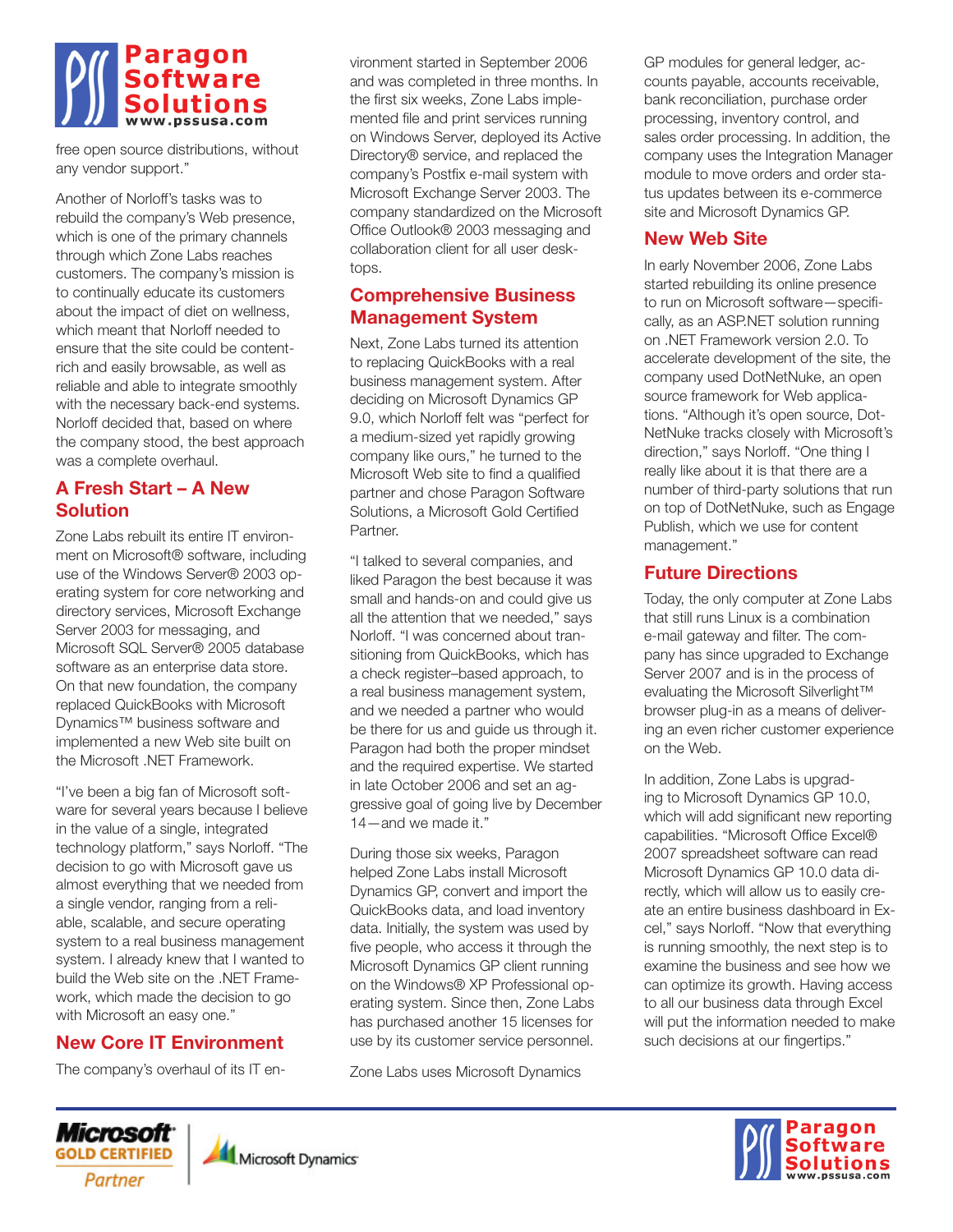free open source distributions, without any vendor support."

Another of Norloff's tasks was to rebuild the company's Web presence, which is one of the primary channels through which Zone Labs reaches customers. The company's mission is to continually educate its customers about the impact of diet on wellness, which meant that Norloff needed to ensure that the site could be content-rich and easily browsable, as well as reliable and able to integrate smoothly with the necessary back-end systems. Norloff decided that, based on where the company stood, the best approach was a complete overhaul.

## A Fresh Start – A New Solution

Zone Labs rebuilt its entire IT environment on Microsoft® software, including use of the Windows Server® 2003 operating system for core networking and directory services, Microsoft Exchange Server 2003 for messaging, and Microsoft SQL Server® 2005 database software as an enterprise data store. On that new foundation, the company replaced QuickBooks with Microsoft Dynamics™ business software and implemented a new Web site built on the Microsoft .NET Framework.

"I've been a big fan of Microsoft software for several years because I believe in the value of a single, integrated technology platform," says Norloff. "The decision to go with Microsoft gave us almost everything that we needed from a single vendor, ranging from a reliable, scalable, and secure operating system to a real business management system. I already knew that I wanted to build the Web site on the .NET Framework, which made the decision to go with Microsoft an easy one."

## New Core IT Environment

The company's overhaul of its IT environment started in September 2006 and was completed in three months. In the first six weeks, Zone Labs implemented file and print services running on Windows Server, deployed its Active Directory® service, and replaced the company's Postfix e-mail system with Microsoft Exchange Server 2003. The company standardized on the Microsoft Office Outlook® 2003 messaging and collaboration client for all user desktops.

## Comprehensive Business Management System

Next, Zone Labs turned its attention to replacing QuickBooks with a real business management system. After deciding on Microsoft Dynamics GP 9.0, which Norloff felt was "perfect for a medium-sized yet rapidly growing company like ours," he turned to the Microsoft Web site to find a qualified partner and chose Paragon Software Solutions, a Microsoft Gold Certified Partner.

"I talked to several companies, and liked Paragon the best because it was small and hands-on and could give us all the attention that we needed," says Norloff. "I was concerned about transitioning from QuickBooks, which has a check register–based approach, to a real business management system, and we needed a partner who would be there for us and guide us through it. Paragon had both the proper mindset and the required expertise. We started in late October 2006 and set an aggressive goal of going live by December 14—and we made it."

During those six weeks, Paragon helped Zone Labs install Microsoft Dynamics GP, convert and import the QuickBooks data, and load inventory data. Initially, the system was used by five people, who access it through the Microsoft Dynamics GP client running on the Windows® XP Professional operating system. Since then, Zone Labs has purchased another 15 licenses for use by its customer service personnel.

Zone Labs uses Microsoft Dynamics GP modules for general ledger, accounts payable, accounts receivable, bank reconciliation, purchase order processing, inventory control, and sales order processing. In addition, the company uses the Integration Manager module to move orders and order status updates between its e-commerce site and Microsoft Dynamics GP.

## New Web Site

In early November 2006, Zone Labs started rebuilding its online presence to run on Microsoft software—specifically, as an ASP.NET solution running on .NET Framework version 2.0. To accelerate development of the site, the company used DotNetNuke, an open source framework for Web applications. "Although it's open source, DotNetNuke tracks closely with Microsoft's direction," says Norloff. "One thing I really like about it is that there are a number of third-party solutions that run on top of DotNetNuke, such as Engage Publish, which we use for content management."

## Future Directions

Today, the only computer at Zone Labs that still runs Linux is a combination e-mail gateway and filter. The company has since upgraded to Exchange Server 2007 and is in the process of evaluating the Microsoft Silverlight™ browser plug-in as a means of delivering an even richer customer experience on the Web.

In addition, Zone Labs is upgrading to Microsoft Dynamics GP 10.0, which will add significant new reporting capabilities. "Microsoft Office Excel® 2007 spreadsheet software can read Microsoft Dynamics GP 10.0 data directly, which will allow us to easily create an entire business dashboard in Excel," says Norloff. "Now that everything is running smoothly, the next step is to examine the business and see how we can optimize its growth. Having access to all our business data through Excel will put the information needed to make such decisions at our fingertips."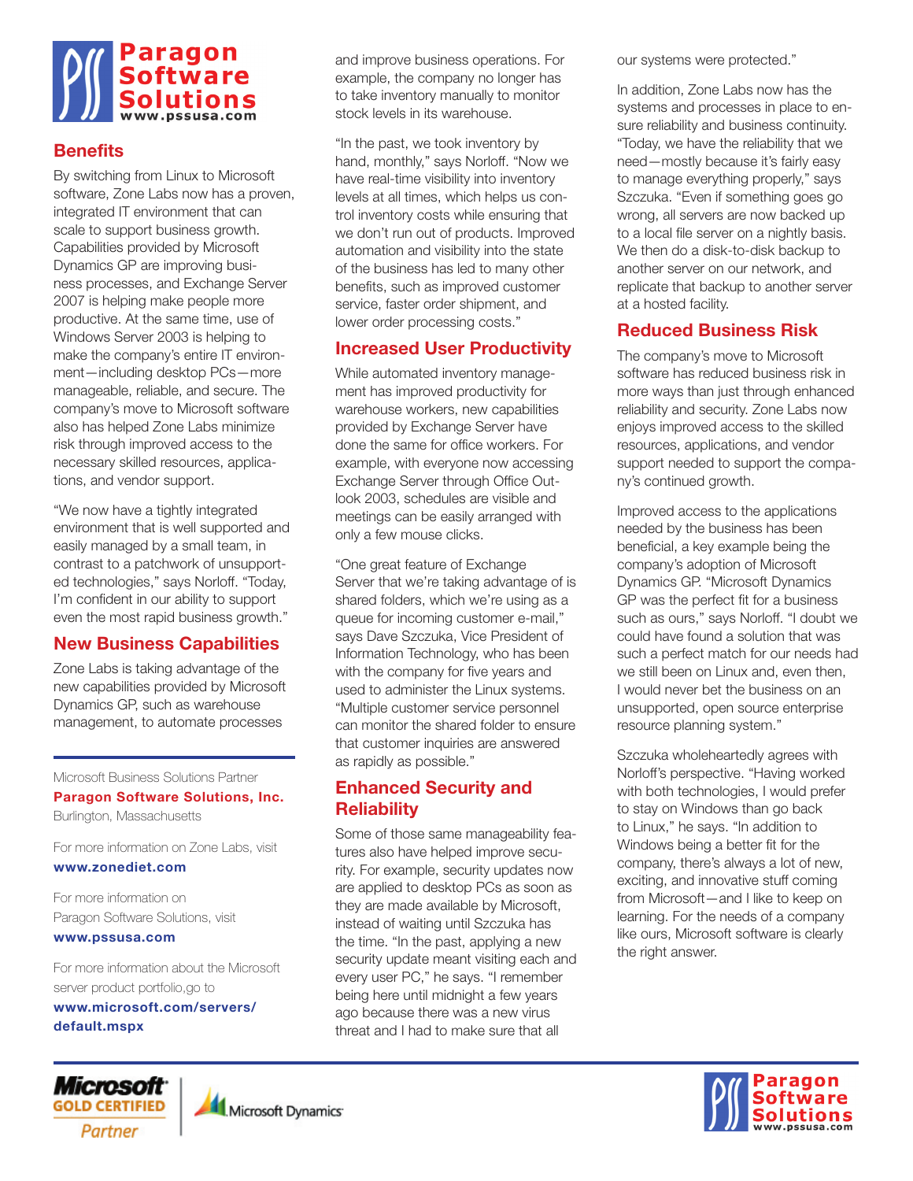## Benefits

By switching from Linux to Microsoft software, Zone Labs now has a proven, integrated IT environment that can scale to support business growth. Capabilities provided by Microsoft Dynamics GP are improving business processes, and Exchange Server 2007 is helping make people more productive. At the same time, use of Windows Server 2003 is helping to make the company's entire IT environment—including desktop PCs—more manageable, reliable, and secure. The company's move to Microsoft software also has helped Zone Labs minimize risk through improved access to the necessary skilled resources, applications, and vendor support.

"We now have a tightly integrated environment that is well supported and easily managed by a small team, in contrast to a patchwork of unsupported technologies," says Norloff. "Today, I'm confident in our ability to support even the most rapid business growth."

## New Business Capabilities

Zone Labs is taking advantage of the new capabilities provided by Microsoft Dynamics GP, such as warehouse management, to automate processes and improve business operations. For example, the company no longer has to take inventory manually to monitor stock levels in its warehouse.

"In the past, we took inventory by hand, monthly," says Norloff. "Now we have real-time visibility into inventory levels at all times, which helps us control inventory costs while ensuring that we don't run out of products. Improved automation and visibility into the state of the business has led to many other benefits, such as improved customer service, faster order shipment, and lower order processing costs."

## Increased User Productivity

While automated inventory management has improved productivity for warehouse workers, new capabilities provided by Exchange Server have done the same for office workers. For example, with everyone now accessing Exchange Server through Office Outlook 2003, schedules are visible and meetings can be easily arranged with only a few mouse clicks.

"One great feature of Exchange Server that we're taking advantage of is shared folders, which we're using as a queue for incoming customer e-mail," says Dave Szczuka, Vice President of Information Technology, who has been with the company for five years and used to administer the Linux systems. "Multiple customer service personnel can monitor the shared folder to ensure that customer inquiries are answered as rapidly as possible."

## Enhanced Security and Reliability

Some of those same manageability features also have helped improve security. For example, security updates now are applied to desktop PCs as soon as they are made available by Microsoft, instead of waiting until Szczuka has the time. "In the past, applying a new security update meant visiting each and every user PC," he says. "I remember being here until midnight a few years ago because there was a new virus threat and I had to make sure that all our systems were protected."

In addition, Zone Labs now has the systems and processes in place to ensure reliability and business continuity. "Today, we have the reliability that we need—mostly because it's fairly easy to manage everything properly," says Szczuka. "Even if something goes go wrong, all servers are now backed up to a local file server on a nightly basis. We then do a disk-to-disk backup to another server on our network, and replicate that backup to another server at a hosted facility.

## Reduced Business Risk

The company's move to Microsoft software has reduced business risk in more ways than just through enhanced reliability and security. Zone Labs now enjoys improved access to the skilled resources, applications, and vendor support needed to support the company's continued growth.

Improved access to the applications needed by the business has been beneficial, a key example being the company's adoption of Microsoft Dynamics GP. "Microsoft Dynamics GP was the perfect fit for a business such as ours," says Norloff. "I doubt we could have found a solution that was such a perfect match for our needs had we still been on Linux and, even then, I would never bet the business on an unsupported, open source enterprise resource planning system."

Szczuka wholeheartedly agrees with Norloff's perspective. "Having worked with both technologies, I would prefer to stay on Windows than go back to Linux," he says. "In addition to Windows being a better fit for the company, there's always a lot of new, exciting, and innovative stuff coming from Microsoft—and I like to keep on learning. For the needs of a company like ours, Microsoft software is clearly the right answer.

---

Microsoft Business Solutions Partner

**Paragon Software Solutions, Inc.**

Burlington, Massachusetts

For more information on Zone Labs, visit **www.zonediet.com**

For more information on Paragon Software Solutions, visit **www.pssusa.com**

For more information about the Microsoft server product portfolio,go to **www.microsoft.com/servers/default.mspx**